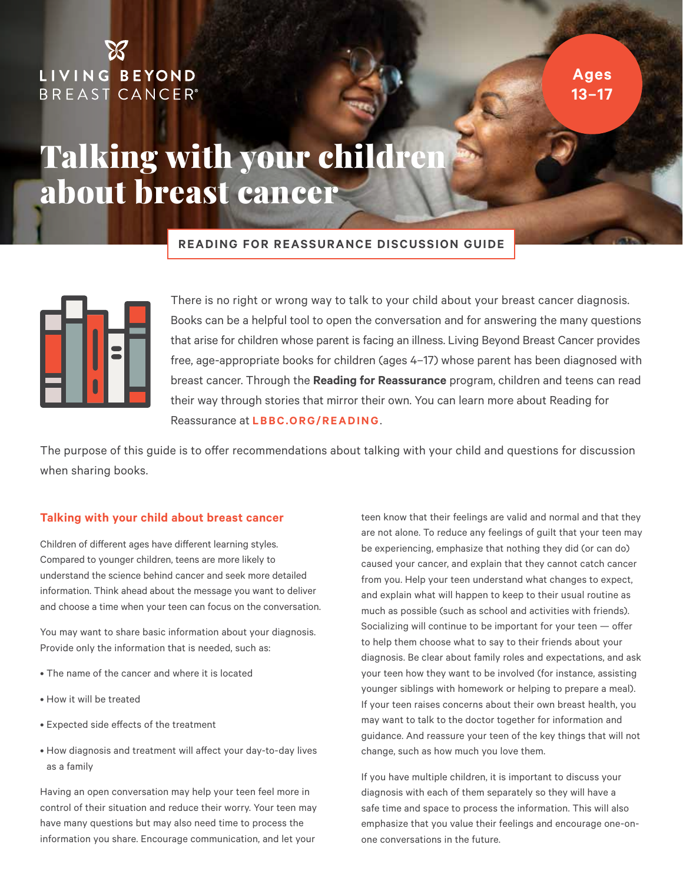LIVING BEYOND BREAST CANCER®

Ages 13–17

# Talking with your children about breast cancer

**READING FOR REASSURANCE DISCUSSION GUIDE**

There is no right or wrong way to talk to your child about your breast cancer diagnosis. Books can be a helpful tool to open the conversation and for answering the many questions that arise for children whose parent is facing an illness. Living Beyond Breast Cancer provides free, age-appropriate books for children (ages 4–17) whose parent has been diagnosed with breast cancer. Through the **Reading for Reassurance** program, children and teens can read their way through stories that mirror their own. You can learn more about Reading for Reassurance at **LBBC.ORG/READING**.

The purpose of this guide is to offer recommendations about talking with your child and questions for discussion when sharing books.

## Talking with your child about breast cancer

Children of different ages have different learning styles. Compared to younger children, teens are more likely to understand the science behind cancer and seek more detailed information. Think ahead about the message you want to deliver and choose a time when your teen can focus on the conversation.

You may want to share basic information about your diagnosis. Provide only the information that is needed, such as:

- The name of the cancer and where it is located
- How it will be treated
- Expected side effects of the treatment
- How diagnosis and treatment will affect your day-to-day lives as a family

Having an open conversation may help your teen feel more in control of their situation and reduce their worry. Your teen may have many questions but may also need time to process the information you share. Encourage communication, and let your teen know that their feelings are valid and normal and that they are not alone. To reduce any feelings of guilt that your teen may be experiencing, emphasize that nothing they did (or can do) caused your cancer, and explain that they cannot catch cancer from you. Help your teen understand what changes to expect, and explain what will happen to keep to their usual routine as much as possible (such as school and activities with friends). Socializing will continue to be important for your teen — offer to help them choose what to say to their friends about your diagnosis. Be clear about family roles and expectations, and ask your teen how they want to be involved (for instance, assisting younger siblings with homework or helping to prepare a meal). If your teen raises concerns about their own breast health, you may want to talk to the doctor together for information and guidance. And reassure your teen of the key things that will not change, such as how much you love them.

If you have multiple children, it is important to discuss your diagnosis with each of them separately so they will have a safe time and space to process the information. This will also emphasize that you value their feelings and encourage one-on-one conversations in the future.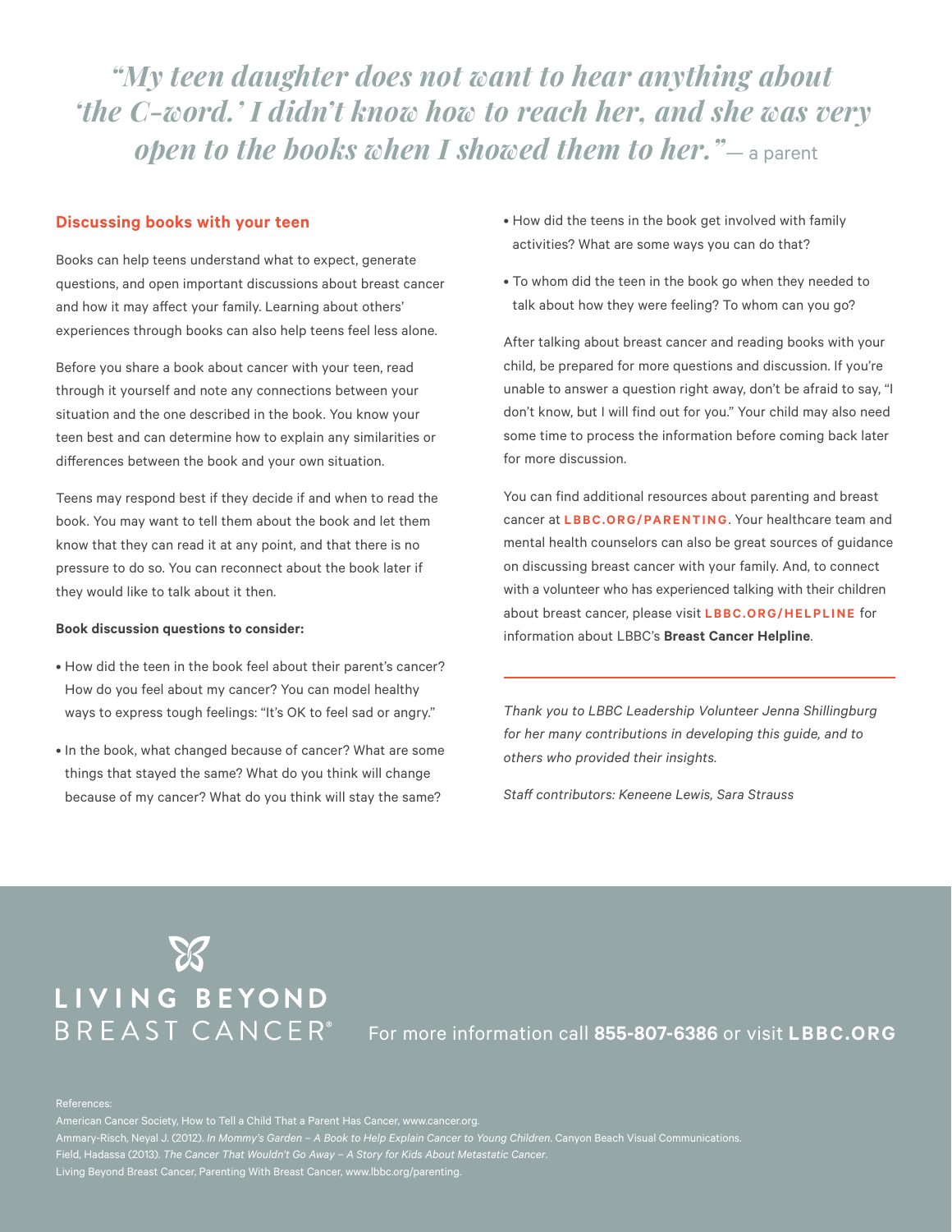*"My teen daughter does not want to hear anything about 'the C-word.' I didn't know how to reach her, and she was very open to the books when I showed them to her."* — a parent

## Discussing books with your teen

Books can help teens understand what to expect, generate questions, and open important discussions about breast cancer and how it may affect your family. Learning about others' experiences through books can also help teens feel less alone.

Before you share a book about cancer with your teen, read through it yourself and note any connections between your situation and the one described in the book. You know your teen best and can determine how to explain any similarities or differences between the book and your own situation.

Teens may respond best if they decide if and when to read the book. You may want to tell them about the book and let them know that they can read it at any point, and that there is no pressure to do so. You can reconnect about the book later if they would like to talk about it then.

**Book discussion questions to consider:**

- How did the teen in the book feel about their parent's cancer? How do you feel about my cancer? You can model healthy ways to express tough feelings: "It's OK to feel sad or angry."
- In the book, what changed because of cancer? What are some things that stayed the same? What do you think will change because of my cancer? What do you think will stay the same?
- How did the teens in the book get involved with family activities? What are some ways you can do that?
- To whom did the teen in the book go when they needed to talk about how they were feeling? To whom can you go?

After talking about breast cancer and reading books with your child, be prepared for more questions and discussion. If you're unable to answer a question right away, don't be afraid to say, "I don't know, but I will find out for you." Your child may also need some time to process the information before coming back later for more discussion.

You can find additional resources about parenting and breast cancer at **LBBC.ORG/PARENTING**. Your healthcare team and mental health counselors can also be great sources of guidance on discussing breast cancer with your family. And, to connect with a volunteer who has experienced talking with their children about breast cancer, please visit **LBBC.ORG/HELPLINE** for information about LBBC's **Breast Cancer Helpline**.

---

*Thank you to LBBC Leadership Volunteer Jenna Shillingburg for her many contributions in developing this guide, and to others who provided their insights.*

*Staff contributors: Keneene Lewis, Sara Strauss*

LIVING BEYOND BREAST CANCER®

For more information call **855-807-6386** or visit **LBBC.ORG**

References:

American Cancer Society, How to Tell a Child That a Parent Has Cancer, www.cancer.org.

Ammary-Risch, Neyal J. (2012). *In Mommy's Garden – A Book to Help Explain Cancer to Young Children*. Canyon Beach Visual Communications.

Field, Hadassa (2013). *The Cancer That Wouldn't Go Away – A Story for Kids About Metastatic Cancer*.

Living Beyond Breast Cancer, Parenting With Breast Cancer, www.lbbc.org/parenting.